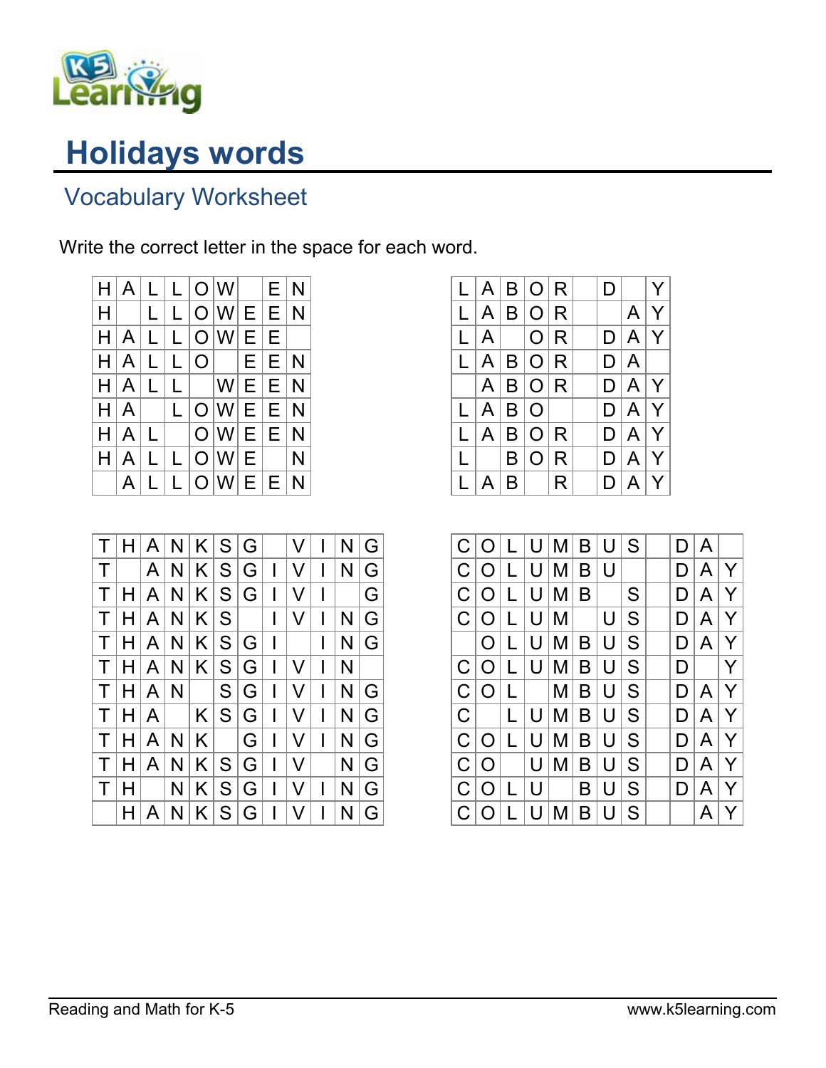# Holidays words

## Vocabulary Worksheet

Write the correct letter in the space for each word.

| H | A | L | L | O | W |   | E | N |
|---|---|---|---|---|---|---|---|---|
| H |   | L | L | O | W | E | E | N |
| H | A | L | L | O | W | E | E |   |
| H | A | L | L | O |   | E | E | N |
| H | A | L | L |   | W | E | E | N |
| H | A |   | L | O | W | E | E | N |
| H | A | L |   | O | W | E | E | N |
| H | A | L | L | O | W | E |   | N |
|   | A | L | L | O | W | E | E | N |

| L | A | B | O | R |   | D |   | Y |
|---|---|---|---|---|---|---|---|---|
| L | A | B | O | R |   |   | A | Y |
| L | A |   | O | R |   | D | A | Y |
| L | A | B | O | R |   | D | A |   |
|   | A | B | O | R |   | D | A | Y |
| L | A | B | O |   |   | D | A | Y |
| L | A | B | O | R |   | D | A | Y |
| L |   | B | O | R |   | D | A | Y |
| L | A | B |   | R |   | D | A | Y |

| T | H | A | N | K | S | G |   | V | I | N | G |
|---|---|---|---|---|---|---|---|---|---|---|---|
| T |   | A | N | K | S | G | I | V | I | N | G |
| T | H | A | N | K | S | G | I | V | I |   | G |
| T | H | A | N | K | S |   | I | V | I | N | G |
| T | H | A | N | K | S | G | I |   | I | N | G |
| T | H | A | N | K | S | G | I | V | I | N |   |
| T | H | A | N |   | S | G | I | V | I | N | G |
| T | H | A |   | K | S | G | I | V | I | N | G |
| T | H | A | N | K |   | G | I | V | I | N | G |
| T | H | A | N | K | S | G | I | V |   | N | G |
| T | H |   | N | K | S | G | I | V | I | N | G |
|   | H | A | N | K | S | G | I | V | I | N | G |

| C | O | L | U | M | B | U | S |   | D | A |   |
|---|---|---|---|---|---|---|---|---|---|---|---|
| C | O | L | U | M | B | U |   |   | D | A | Y |
| C | O | L | U | M | B |   | S |   | D | A | Y |
| C | O | L | U | M |   | U | S |   | D | A | Y |
|   | O | L | U | M | B | U | S |   | D | A | Y |
| C | O | L | U | M | B | U | S |   | D |   | Y |
| C | O | L |   | M | B | U | S |   | D | A | Y |
| C |   | L | U | M | B | U | S |   | D | A | Y |
| C | O | L | U | M | B | U | S |   | D | A | Y |
| C | O |   | U | M | B | U | S |   | D | A | Y |
| C | O | L | U |   | B | U | S |   | D | A | Y |
| C | O | L | U | M | B | U | S |   |   | A | Y |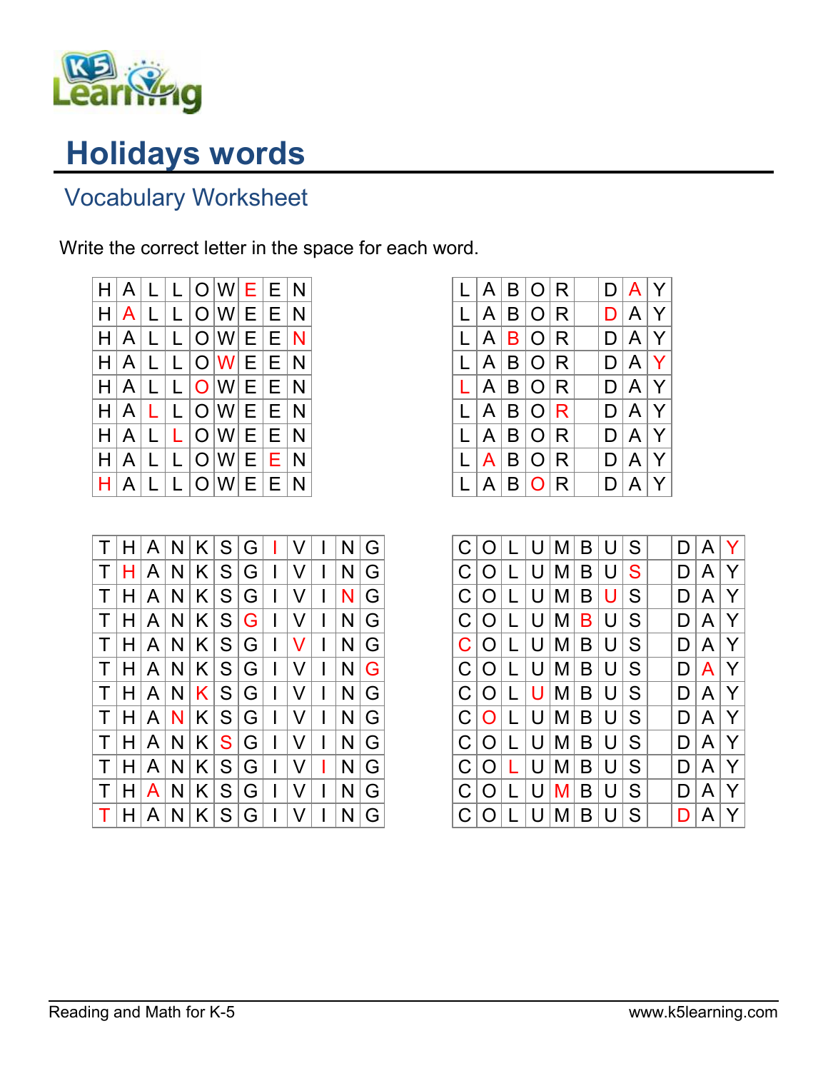# Holidays words

## Vocabulary Worksheet

Write the correct letter in the space for each word.

| | | | | | | | | |
|---|---|---|---|---|---|---|---|---|
| H | A | L | L | O | W | E | E | N |
| H | A | L | L | O | W | E | E | N |
| H | A | L | L | O | W | E | E | N |
| H | A | L | L | O | W | E | E | N |
| H | A | L | L | O | W | E | E | N |
| H | A | L | L | O | W | E | E | N |
| H | A | L | L | O | W | E | E | N |
| H | A | L | L | O | W | E | E | N |
| H | A | L | L | O | W | E | E | N |

| | | | | | | | | |
|---|---|---|---|---|---|---|---|---|
| L | A | B | O | R | | D | A | Y |
| L | A | B | O | R | | D | A | Y |
| L | A | B | O | R | | D | A | Y |
| L | A | B | O | R | | D | A | Y |
| L | A | B | O | R | | D | A | Y |
| L | A | B | O | R | | D | A | Y |
| L | A | B | O | R | | D | A | Y |
| L | A | B | O | R | | D | A | Y |
| L | A | B | O | R | | D | A | Y |

| | | | | | | | | | | | |
|---|---|---|---|---|---|---|---|---|---|---|---|
| T | H | A | N | K | S | G | I | V | I | N | G |
| T | H | A | N | K | S | G | I | V | I | N | G |
| T | H | A | N | K | S | G | I | V | I | N | G |
| T | H | A | N | K | S | G | I | V | I | N | G |
| T | H | A | N | K | S | G | I | V | I | N | G |
| T | H | A | N | K | S | G | I | V | I | N | G |
| T | H | A | N | K | S | G | I | V | I | N | G |
| T | H | A | N | K | S | G | I | V | I | N | G |
| T | H | A | N | K | S | G | I | V | I | N | G |
| T | H | A | N | K | S | G | I | V | I | N | G |
| T | H | A | N | K | S | G | I | V | I | N | G |
| T | H | A | N | K | S | G | I | V | I | N | G |

| | | | | | | | | | | | |
|---|---|---|---|---|---|---|---|---|---|---|---|
| C | O | L | U | M | B | U | S | | D | A | Y |
| C | O | L | U | M | B | U | S | | D | A | Y |
| C | O | L | U | M | B | U | S | | D | A | Y |
| C | O | L | U | M | B | U | S | | D | A | Y |
| C | O | L | U | M | B | U | S | | D | A | Y |
| C | O | L | U | M | B | U | S | | D | A | Y |
| C | O | L | U | M | B | U | S | | D | A | Y |
| C | O | L | U | M | B | U | S | | D | A | Y |
| C | O | L | U | M | B | U | S | | D | A | Y |
| C | O | L | U | M | B | U | S | | D | A | Y |
| C | O | L | U | M | B | U | S | | D | A | Y |
| C | O | L | U | M | B | U | S | | D | A | Y |